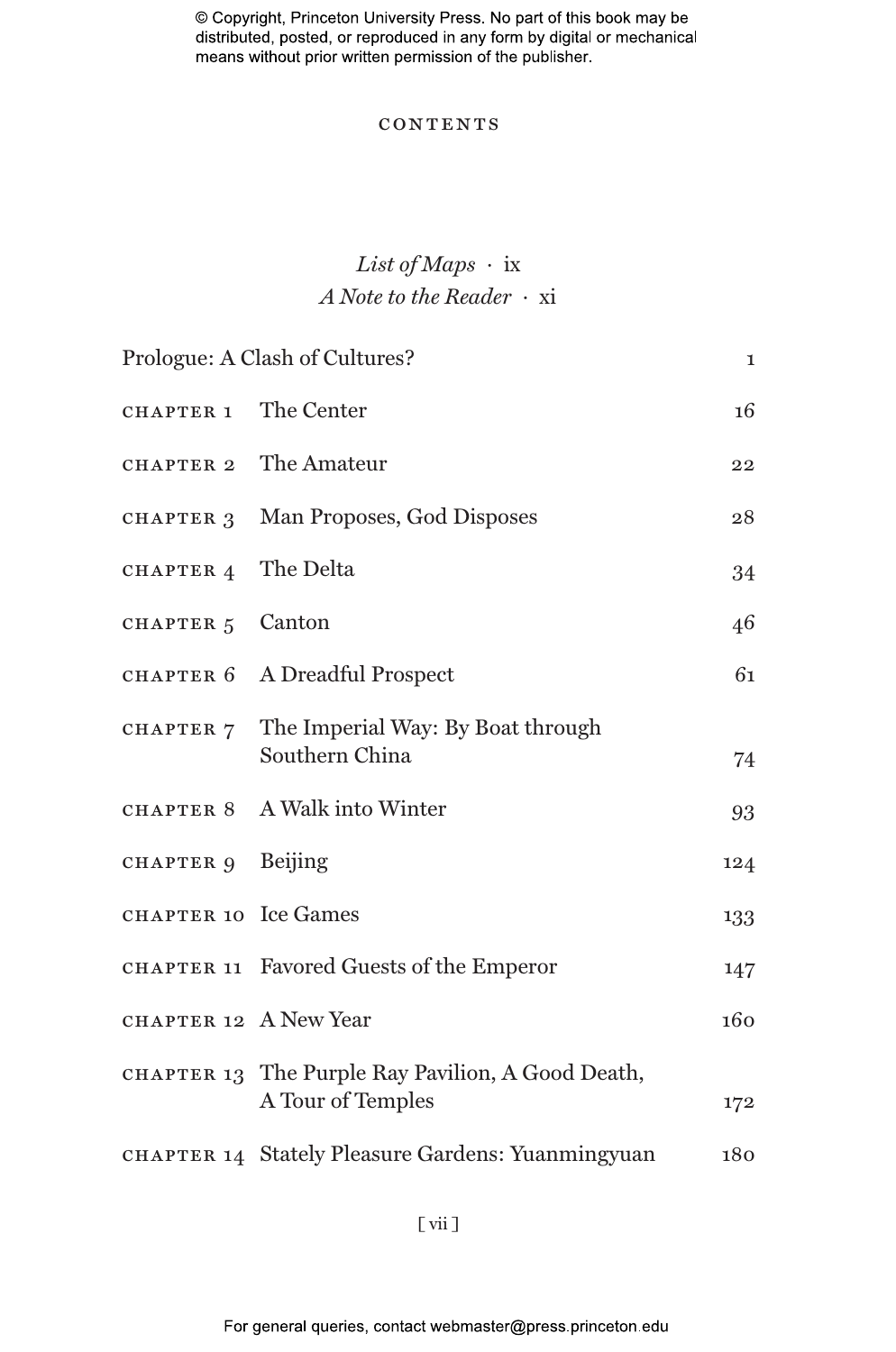© Copyright, Princeton University Press. No part of this book may be distributed, posted, or reproduced in any form by digital or mechanical means without prior written permission of the publisher.

# CONTENTS

*List of Maps* · ix
*A Note to the Reader* · xi

| | | |
|---|---|---|
| Prologue: A Clash of Cultures? | | 1 |
| CHAPTER 1 | The Center | 16 |
| CHAPTER 2 | The Amateur | 22 |
| CHAPTER 3 | Man Proposes, God Disposes | 28 |
| CHAPTER 4 | The Delta | 34 |
| CHAPTER 5 | Canton | 46 |
| CHAPTER 6 | A Dreadful Prospect | 61 |
| CHAPTER 7 | The Imperial Way: By Boat through Southern China | 74 |
| CHAPTER 8 | A Walk into Winter | 93 |
| CHAPTER 9 | Beijing | 124 |
| CHAPTER 10 | Ice Games | 133 |
| CHAPTER 11 | Favored Guests of the Emperor | 147 |
| CHAPTER 12 | A New Year | 160 |
| CHAPTER 13 | The Purple Ray Pavilion, A Good Death, A Tour of Temples | 172 |
| CHAPTER 14 | Stately Pleasure Gardens: Yuanmingyuan | 180 |

For general queries, contact webmaster@press.princeton.edu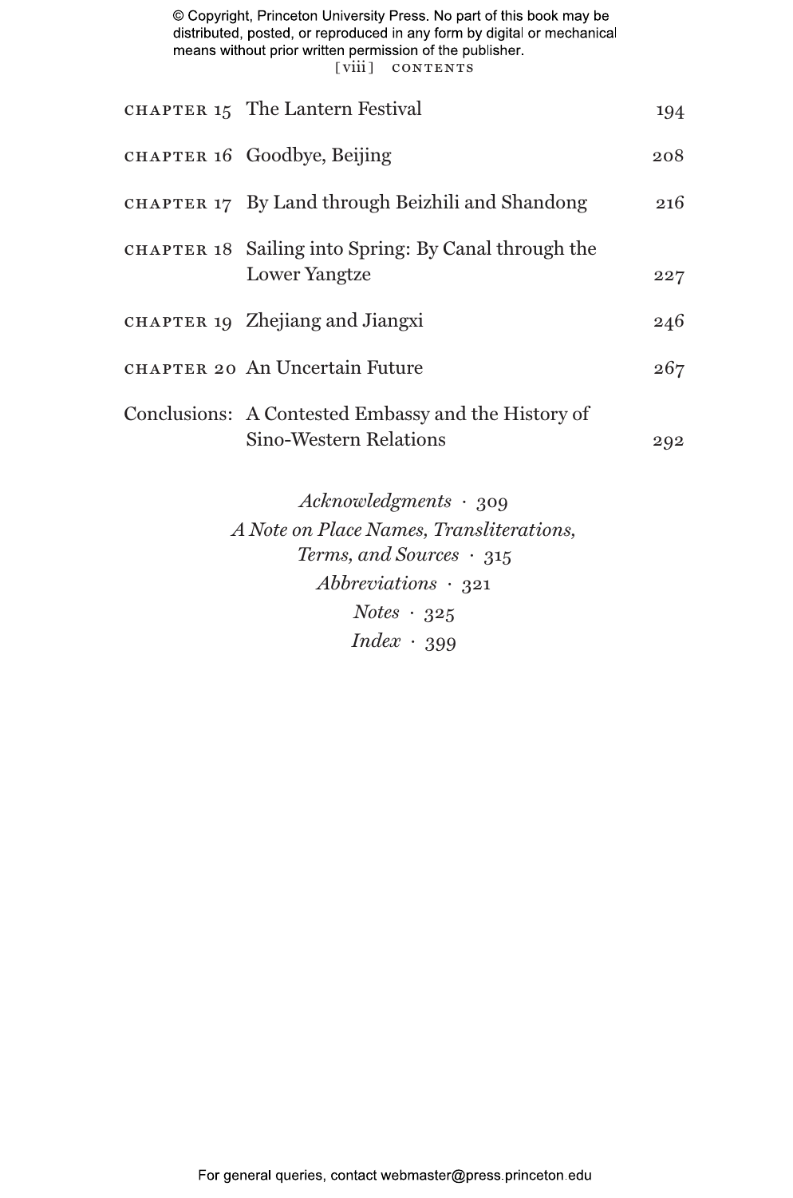| | | |
|---|---|---|
| CHAPTER 15 | The Lantern Festival | 194 |
| CHAPTER 16 | Goodbye, Beijing | 208 |
| CHAPTER 17 | By Land through Beizhili and Shandong | 216 |
| CHAPTER 18 | Sailing into Spring: By Canal through the Lower Yangtze | 227 |
| CHAPTER 19 | Zhejiang and Jiangxi | 246 |
| CHAPTER 20 | An Uncertain Future | 267 |
| Conclusions: | A Contested Embassy and the History of Sino-Western Relations | 292 |

*Acknowledgments* · 309

*A Note on Place Names, Transliterations, Terms, and Sources* · 315

*Abbreviations* · 321

*Notes* · 325

*Index* · 399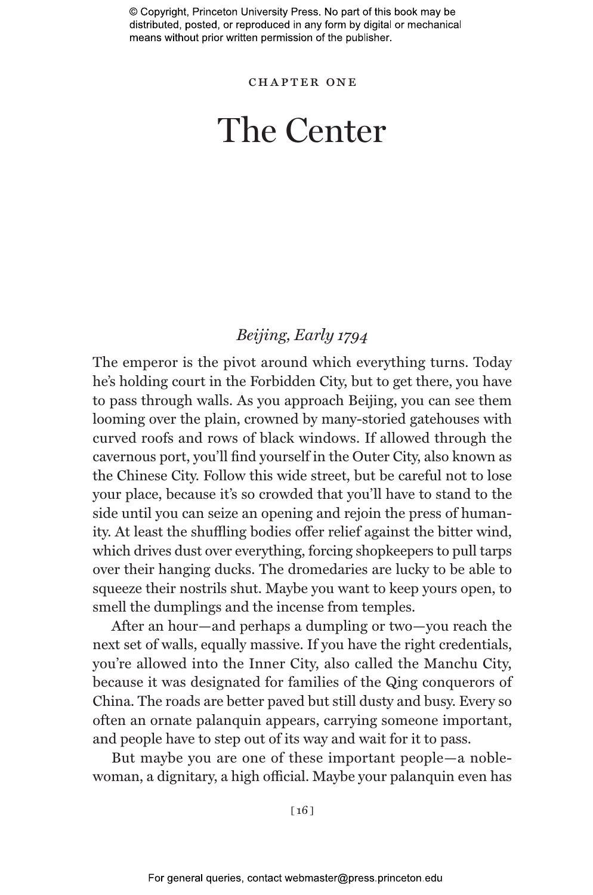CHAPTER ONE

# The Center

*Beijing, Early 1794*

The emperor is the pivot around which everything turns. Today he's holding court in the Forbidden City, but to get there, you have to pass through walls. As you approach Beijing, you can see them looming over the plain, crowned by many-storied gatehouses with curved roofs and rows of black windows. If allowed through the cavernous port, you'll find yourself in the Outer City, also known as the Chinese City. Follow this wide street, but be careful not to lose your place, because it's so crowded that you'll have to stand to the side until you can seize an opening and rejoin the press of humanity. At least the shuffling bodies offer relief against the bitter wind, which drives dust over everything, forcing shopkeepers to pull tarps over their hanging ducks. The dromedaries are lucky to be able to squeeze their nostrils shut. Maybe you want to keep yours open, to smell the dumplings and the incense from temples.

After an hour—and perhaps a dumpling or two—you reach the next set of walls, equally massive. If you have the right credentials, you're allowed into the Inner City, also called the Manchu City, because it was designated for families of the Qing conquerors of China. The roads are better paved but still dusty and busy. Every so often an ornate palanquin appears, carrying someone important, and people have to step out of its way and wait for it to pass.

But maybe you are one of these important people—a noblewoman, a dignitary, a high official. Maybe your palanquin even has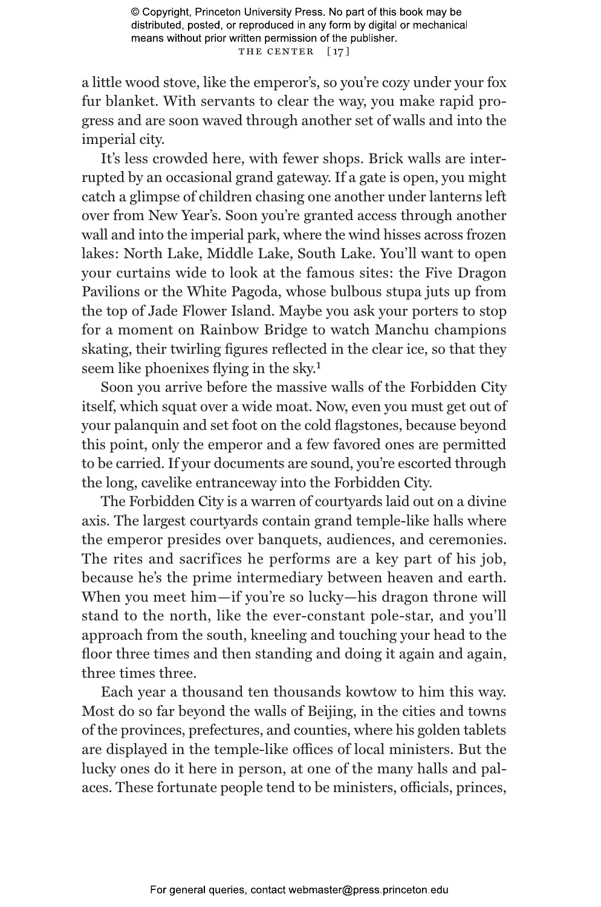a little wood stove, like the emperor's, so you're cozy under your fox fur blanket. With servants to clear the way, you make rapid progress and are soon waved through another set of walls and into the imperial city.

It's less crowded here, with fewer shops. Brick walls are interrupted by an occasional grand gateway. If a gate is open, you might catch a glimpse of children chasing one another under lanterns left over from New Year's. Soon you're granted access through another wall and into the imperial park, where the wind hisses across frozen lakes: North Lake, Middle Lake, South Lake. You'll want to open your curtains wide to look at the famous sites: the Five Dragon Pavilions or the White Pagoda, whose bulbous stupa juts up from the top of Jade Flower Island. Maybe you ask your porters to stop for a moment on Rainbow Bridge to watch Manchu champions skating, their twirling figures reflected in the clear ice, so that they seem like phoenixes flying in the sky.[1]

Soon you arrive before the massive walls of the Forbidden City itself, which squat over a wide moat. Now, even you must get out of your palanquin and set foot on the cold flagstones, because beyond this point, only the emperor and a few favored ones are permitted to be carried. If your documents are sound, you're escorted through the long, cavelike entranceway into the Forbidden City.

The Forbidden City is a warren of courtyards laid out on a divine axis. The largest courtyards contain grand temple-like halls where the emperor presides over banquets, audiences, and ceremonies. The rites and sacrifices he performs are a key part of his job, because he's the prime intermediary between heaven and earth. When you meet him—if you're so lucky—his dragon throne will stand to the north, like the ever-constant pole-star, and you'll approach from the south, kneeling and touching your head to the floor three times and then standing and doing it again and again, three times three.

Each year a thousand ten thousands kowtow to him this way. Most do so far beyond the walls of Beijing, in the cities and towns of the provinces, prefectures, and counties, where his golden tablets are displayed in the temple-like offices of local ministers. But the lucky ones do it here in person, at one of the many halls and palaces. These fortunate people tend to be ministers, officials, princes,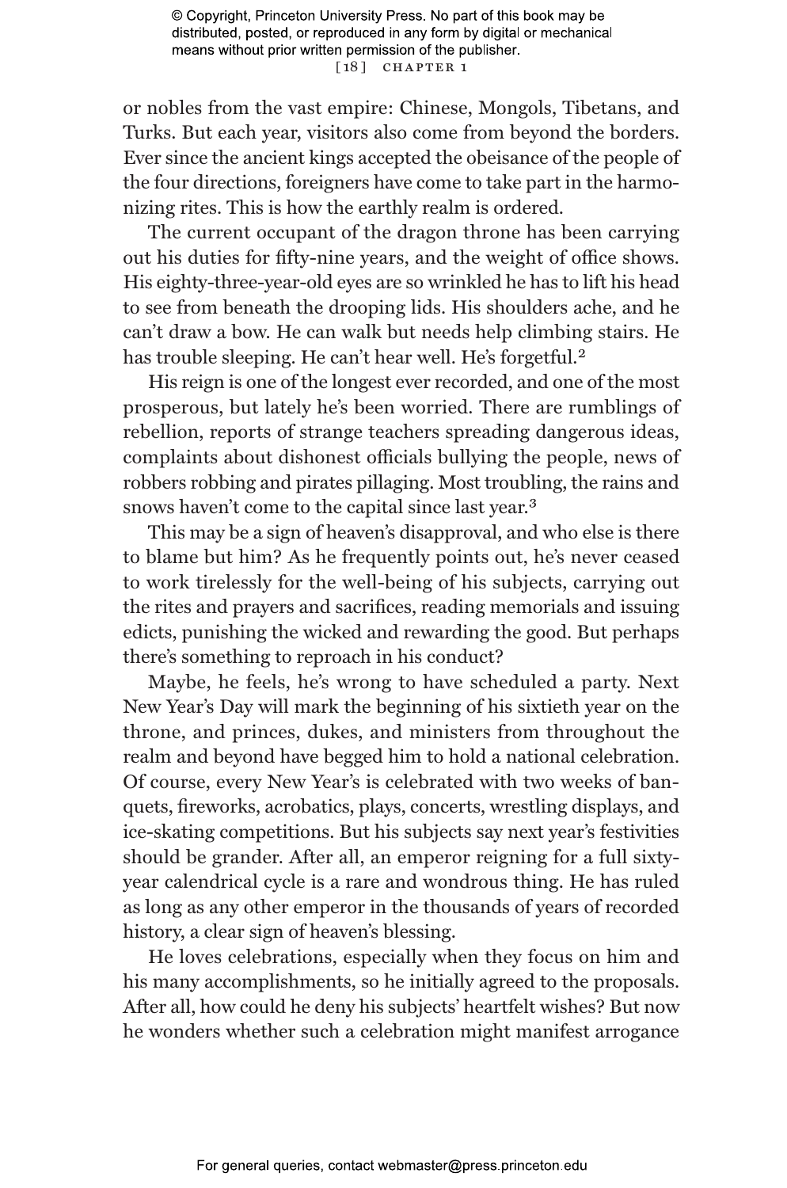or nobles from the vast empire: Chinese, Mongols, Tibetans, and Turks. But each year, visitors also come from beyond the borders. Ever since the ancient kings accepted the obeisance of the people of the four directions, foreigners have come to take part in the harmonizing rites. This is how the earthly realm is ordered.

The current occupant of the dragon throne has been carrying out his duties for fifty-nine years, and the weight of office shows. His eighty-three-year-old eyes are so wrinkled he has to lift his head to see from beneath the drooping lids. His shoulders ache, and he can't draw a bow. He can walk but needs help climbing stairs. He has trouble sleeping. He can't hear well. He's forgetful.[2]

His reign is one of the longest ever recorded, and one of the most prosperous, but lately he's been worried. There are rumblings of rebellion, reports of strange teachers spreading dangerous ideas, complaints about dishonest officials bullying the people, news of robbers robbing and pirates pillaging. Most troubling, the rains and snows haven't come to the capital since last year.[3]

This may be a sign of heaven's disapproval, and who else is there to blame but him? As he frequently points out, he's never ceased to work tirelessly for the well-being of his subjects, carrying out the rites and prayers and sacrifices, reading memorials and issuing edicts, punishing the wicked and rewarding the good. But perhaps there's something to reproach in his conduct?

Maybe, he feels, he's wrong to have scheduled a party. Next New Year's Day will mark the beginning of his sixtieth year on the throne, and princes, dukes, and ministers from throughout the realm and beyond have begged him to hold a national celebration. Of course, every New Year's is celebrated with two weeks of banquets, fireworks, acrobatics, plays, concerts, wrestling displays, and ice-skating competitions. But his subjects say next year's festivities should be grander. After all, an emperor reigning for a full sixty-year calendrical cycle is a rare and wondrous thing. He has ruled as long as any other emperor in the thousands of years of recorded history, a clear sign of heaven's blessing.

He loves celebrations, especially when they focus on him and his many accomplishments, so he initially agreed to the proposals. After all, how could he deny his subjects' heartfelt wishes? But now he wonders whether such a celebration might manifest arrogance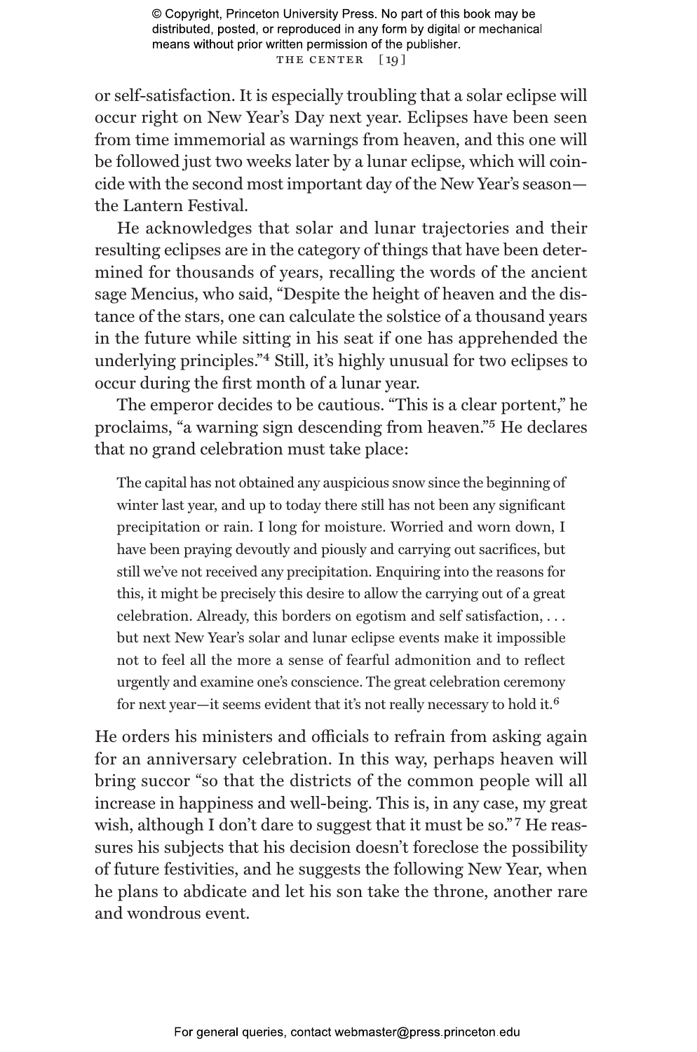or self-satisfaction. It is especially troubling that a solar eclipse will occur right on New Year's Day next year. Eclipses have been seen from time immemorial as warnings from heaven, and this one will be followed just two weeks later by a lunar eclipse, which will coincide with the second most important day of the New Year's season—the Lantern Festival.

He acknowledges that solar and lunar trajectories and their resulting eclipses are in the category of things that have been determined for thousands of years, recalling the words of the ancient sage Mencius, who said, "Despite the height of heaven and the distance of the stars, one can calculate the solstice of a thousand years in the future while sitting in his seat if one has apprehended the underlying principles."[4] Still, it's highly unusual for two eclipses to occur during the first month of a lunar year.

The emperor decides to be cautious. "This is a clear portent," he proclaims, "a warning sign descending from heaven."[5] He declares that no grand celebration must take place:

> The capital has not obtained any auspicious snow since the beginning of winter last year, and up to today there still has not been any significant precipitation or rain. I long for moisture. Worried and worn down, I have been praying devoutly and piously and carrying out sacrifices, but still we've not received any precipitation. Enquiring into the reasons for this, it might be precisely this desire to allow the carrying out of a great celebration. Already, this borders on egotism and self satisfaction, . . . but next New Year's solar and lunar eclipse events make it impossible not to feel all the more a sense of fearful admonition and to reflect urgently and examine one's conscience. The great celebration ceremony for next year—it seems evident that it's not really necessary to hold it.[6]

He orders his ministers and officials to refrain from asking again for an anniversary celebration. In this way, perhaps heaven will bring succor "so that the districts of the common people will all increase in happiness and well-being. This is, in any case, my great wish, although I don't dare to suggest that it must be so."[7] He reassures his subjects that his decision doesn't foreclose the possibility of future festivities, and he suggests the following New Year, when he plans to abdicate and let his son take the throne, another rare and wondrous event.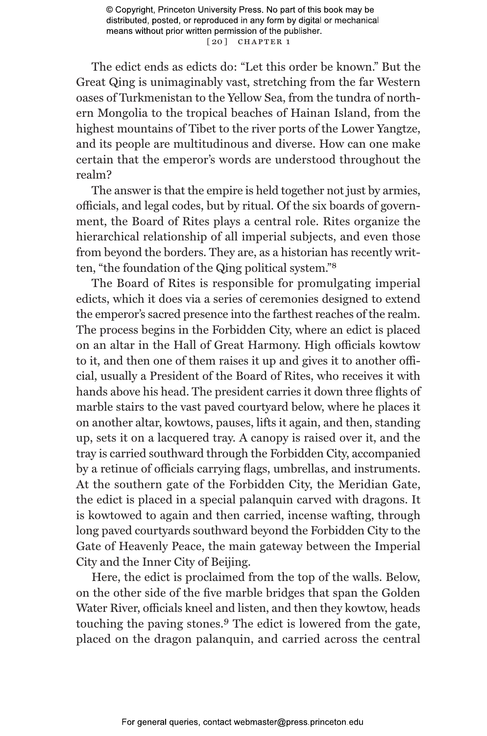The edict ends as edicts do: "Let this order be known." But the Great Qing is unimaginably vast, stretching from the far Western oases of Turkmenistan to the Yellow Sea, from the tundra of northern Mongolia to the tropical beaches of Hainan Island, from the highest mountains of Tibet to the river ports of the Lower Yangtze, and its people are multitudinous and diverse. How can one make certain that the emperor's words are understood throughout the realm?

The answer is that the empire is held together not just by armies, officials, and legal codes, but by ritual. Of the six boards of government, the Board of Rites plays a central role. Rites organize the hierarchical relationship of all imperial subjects, and even those from beyond the borders. They are, as a historian has recently written, "the foundation of the Qing political system."[8]

The Board of Rites is responsible for promulgating imperial edicts, which it does via a series of ceremonies designed to extend the emperor's sacred presence into the farthest reaches of the realm. The process begins in the Forbidden City, where an edict is placed on an altar in the Hall of Great Harmony. High officials kowtow to it, and then one of them raises it up and gives it to another official, usually a President of the Board of Rites, who receives it with hands above his head. The president carries it down three flights of marble stairs to the vast paved courtyard below, where he places it on another altar, kowtows, pauses, lifts it again, and then, standing up, sets it on a lacquered tray. A canopy is raised over it, and the tray is carried southward through the Forbidden City, accompanied by a retinue of officials carrying flags, umbrellas, and instruments. At the southern gate of the Forbidden City, the Meridian Gate, the edict is placed in a special palanquin carved with dragons. It is kowtowed to again and then carried, incense wafting, through long paved courtyards southward beyond the Forbidden City to the Gate of Heavenly Peace, the main gateway between the Imperial City and the Inner City of Beijing.

Here, the edict is proclaimed from the top of the walls. Below, on the other side of the five marble bridges that span the Golden Water River, officials kneel and listen, and then they kowtow, heads touching the paving stones.[9] The edict is lowered from the gate, placed on the dragon palanquin, and carried across the central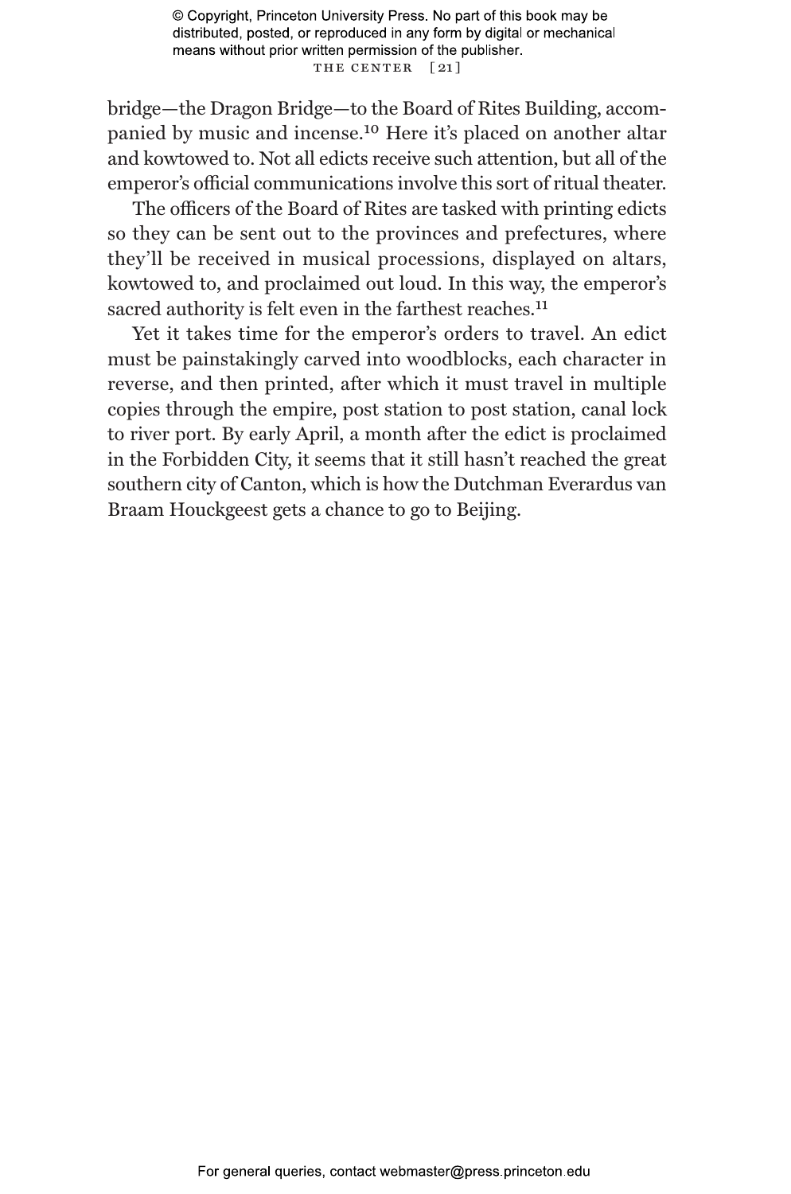bridge—the Dragon Bridge—to the Board of Rites Building, accompanied by music and incense.[10] Here it's placed on another altar and kowtowed to. Not all edicts receive such attention, but all of the emperor's official communications involve this sort of ritual theater.

The officers of the Board of Rites are tasked with printing edicts so they can be sent out to the provinces and prefectures, where they'll be received in musical processions, displayed on altars, kowtowed to, and proclaimed out loud. In this way, the emperor's sacred authority is felt even in the farthest reaches.[11]

Yet it takes time for the emperor's orders to travel. An edict must be painstakingly carved into woodblocks, each character in reverse, and then printed, after which it must travel in multiple copies through the empire, post station to post station, canal lock to river port. By early April, a month after the edict is proclaimed in the Forbidden City, it seems that it still hasn't reached the great southern city of Canton, which is how the Dutchman Everardus van Braam Houckgeest gets a chance to go to Beijing.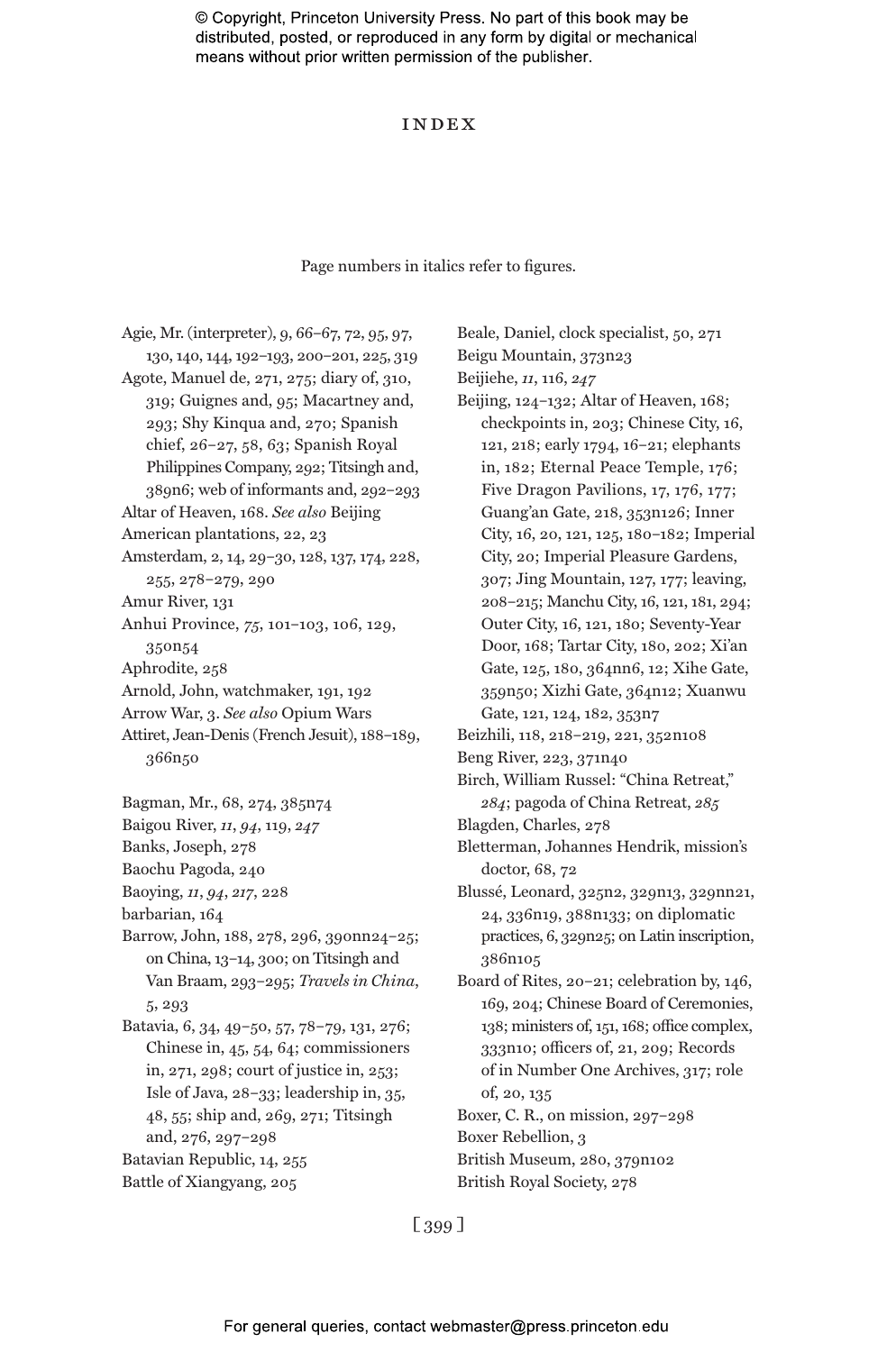# INDEX

Page numbers in italics refer to figures.

Agie, Mr. (interpreter), 9, 66–67, 72, 95, 97, 130, 140, 144, 192–193, 200–201, 225, 319

Agote, Manuel de, 271, 275; diary of, 310, 319; Guignes and, 95; Macartney and, 293; Shy Kinqua and, 270; Spanish chief, 26–27, 58, 63; Spanish Royal Philippines Company, 292; Titsingh and, 389n6; web of informants and, 292–293

Altar of Heaven, 168. *See also* Beijing

American plantations, 22, 23

Amsterdam, 2, 14, 29–30, 128, 137, 174, 228, 255, 278–279, 290

Amur River, 131

Anhui Province, *75*, 101–103, 106, 129, 350n54

Aphrodite, 258

Arnold, John, watchmaker, 191, 192

Arrow War, 3. *See also* Opium Wars

Attiret, Jean-Denis (French Jesuit), 188–189, 366n50

Bagman, Mr., 68, 274, 385n74

Baigou River, *11*, *94*, 119, *247*

Banks, Joseph, 278

Baochu Pagoda, 240

Baoying, *11*, *94*, *217*, 228

barbarian, 164

Barrow, John, 188, 278, 296, 390nn24–25; on China, 13–14, 300; on Titsingh and Van Braam, 293–295; *Travels in China*, 5, 293

Batavia, 6, 34, 49–50, 57, 78–79, 131, 276; Chinese in, 45, 54, 64; commissioners in, 271, 298; court of justice in, 253; Isle of Java, 28–33; leadership in, 35, 48, 55; ship and, 269, 271; Titsingh and, 276, 297–298

Batavian Republic, 14, 255

Battle of Xiangyang, 205

Beale, Daniel, clock specialist, 50, 271

Beigu Mountain, 373n23

Beijiehe, *11*, 116, *247*

Beijing, 124–132; Altar of Heaven, 168; checkpoints in, 203; Chinese City, 16, 121, 218; early 1794, 16–21; elephants in, 182; Eternal Peace Temple, 176; Five Dragon Pavilions, 17, 176, 177; Guang'an Gate, 218, 353n126; Inner City, 16, 20, 121, 125, 180–182; Imperial City, 20; Imperial Pleasure Gardens, 307; Jing Mountain, 127, 177; leaving, 208–215; Manchu City, 16, 121, 181, 294; Outer City, 16, 121, 180; Seventy-Year Door, 168; Tartar City, 180, 202; Xi'an Gate, 125, 180, 364nn6, 12; Xihe Gate, 359n50; Xizhi Gate, 364n12; Xuanwu Gate, 121, 124, 182, 353n7

Beizhili, 118, 218–219, 221, 352n108

Beng River, 223, 371n40

Birch, William Russel: "China Retreat," *284*; pagoda of China Retreat, *285*

Blagden, Charles, 278

Bletterman, Johannes Hendrik, mission's doctor, 68, 72

Blussé, Leonard, 325n2, 329n13, 329nn21, 24, 336n19, 388n133; on diplomatic practices, 6, 329n25; on Latin inscription, 386n105

Board of Rites, 20–21; celebration by, 146, 169, 204; Chinese Board of Ceremonies, 138; ministers of, 151, 168; office complex, 333n10; officers of, 21, 209; Records of in Number One Archives, 317; role of, 20, 135

Boxer, C. R., on mission, 297–298

Boxer Rebellion, 3

British Museum, 280, 379n102

British Royal Society, 278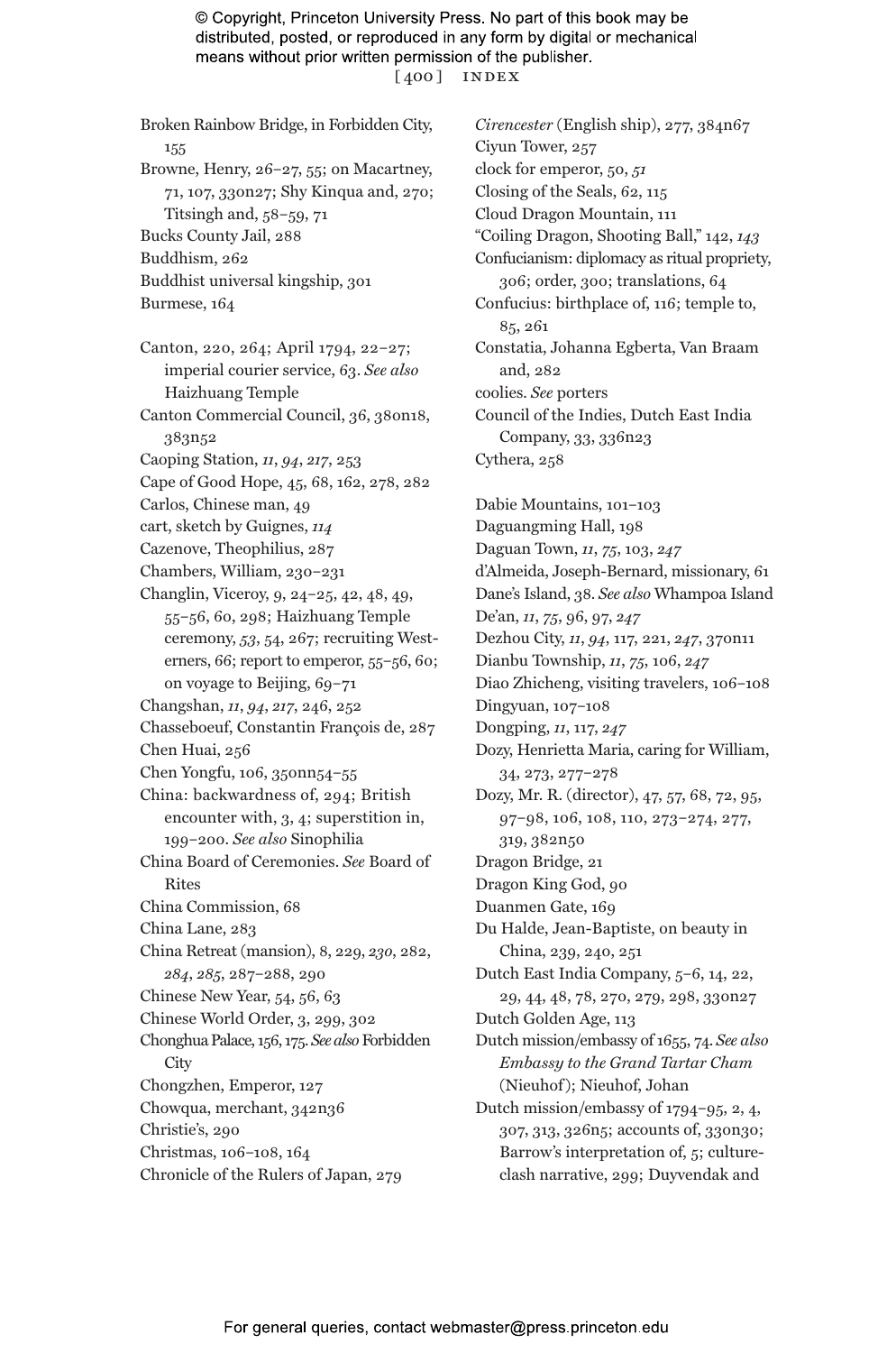Broken Rainbow Bridge, in Forbidden City, 155

Browne, Henry, 26–27, 55; on Macartney, 71, 107, 330n27; Shy Kinqua and, 270; Titsingh and, 58–59, 71

Bucks County Jail, 288

Buddhism, 262

Buddhist universal kingship, 301

Burmese, 164

Canton, 220, 264; April 1794, 22–27; imperial courier service, 63. *See also* Haizhuang Temple

Canton Commercial Council, 36, 380n18, 383n52

Caoping Station, *11*, *94*, *217*, 253

Cape of Good Hope, 45, 68, 162, 278, 282

Carlos, Chinese man, 49

cart, sketch by Guignes, *114*

Cazenove, Theophilius, 287

Chambers, William, 230–231

Changlin, Viceroy, 9, 24–25, 42, 48, 49, 55–56, 60, 298; Haizhuang Temple ceremony, *53*, 54, 267; recruiting Westerners, 66; report to emperor, 55–56, 60; on voyage to Beijing, 69–71

Changshan, *11*, *94*, *217*, 246, 252

Chasseboeuf, Constantin François de, 287

Chen Huai, 256

Chen Yongfu, 106, 350nn54–55

China: backwardness of, 294; British encounter with, 3, 4; superstition in, 199–200. *See also* Sinophilia

China Board of Ceremonies. *See* Board of Rites

China Commission, 68

China Lane, 283

China Retreat (mansion), 8, 229, *230*, 282, *284*, *285*, 287–288, 290

Chinese New Year, 54, 56, 63

Chinese World Order, 3, 299, 302

Chonghua Palace, 156, 175. *See also* Forbidden City

Chongzhen, Emperor, 127

Chowqua, merchant, 342n36

Christie's, 290

Christmas, 106–108, 164

Chronicle of the Rulers of Japan, 279

*Cirencester* (English ship), 277, 384n67

Ciyun Tower, 257

clock for emperor, 50, *51*

Closing of the Seals, 62, 115

Cloud Dragon Mountain, 111

"Coiling Dragon, Shooting Ball," 142, *143*

Confucianism: diplomacy as ritual propriety, 306; order, 300; translations, 64

Confucius: birthplace of, 116; temple to, 85, 261

Constatia, Johanna Egberta, Van Braam and, 282

coolies. *See* porters

Council of the Indies, Dutch East India Company, 33, 336n23

Cythera, 258

Dabie Mountains, 101–103

Daguangming Hall, 198

Daguan Town, *11*, *75*, 103, *247*

d'Almeida, Joseph-Bernard, missionary, 61

Dane's Island, 38. *See also* Whampoa Island

De'an, *11*, *75*, 96, 97, *247*

Dezhou City, *11*, *94*, 117, 221, *247*, 370n11

Dianbu Township, *11*, *75*, 106, *247*

Diao Zhicheng, visiting travelers, 106–108

Dingyuan, 107–108

Dongping, *11*, 117, *247*

Dozy, Henrietta Maria, caring for William, 34, 273, 277–278

Dozy, Mr. R. (director), 47, 57, 68, 72, 95, 97–98, 106, 108, 110, 273–274, 277, 319, 382n50

Dragon Bridge, 21

Dragon King God, 90

Duanmen Gate, 169

Du Halde, Jean-Baptiste, on beauty in China, 239, 240, 251

Dutch East India Company, 5–6, 14, 22, 29, 44, 48, 78, 270, 279, 298, 330n27

Dutch Golden Age, 113

Dutch mission/embassy of 1655, 74. *See also* *Embassy to the Grand Tartar Cham* (Nieuhof); Nieuhof, Johan

Dutch mission/embassy of 1794–95, 2, 4, 307, 313, 326n5; accounts of, 330n30; Barrow's interpretation of, 5; culture-clash narrative, 299; Duyvendak and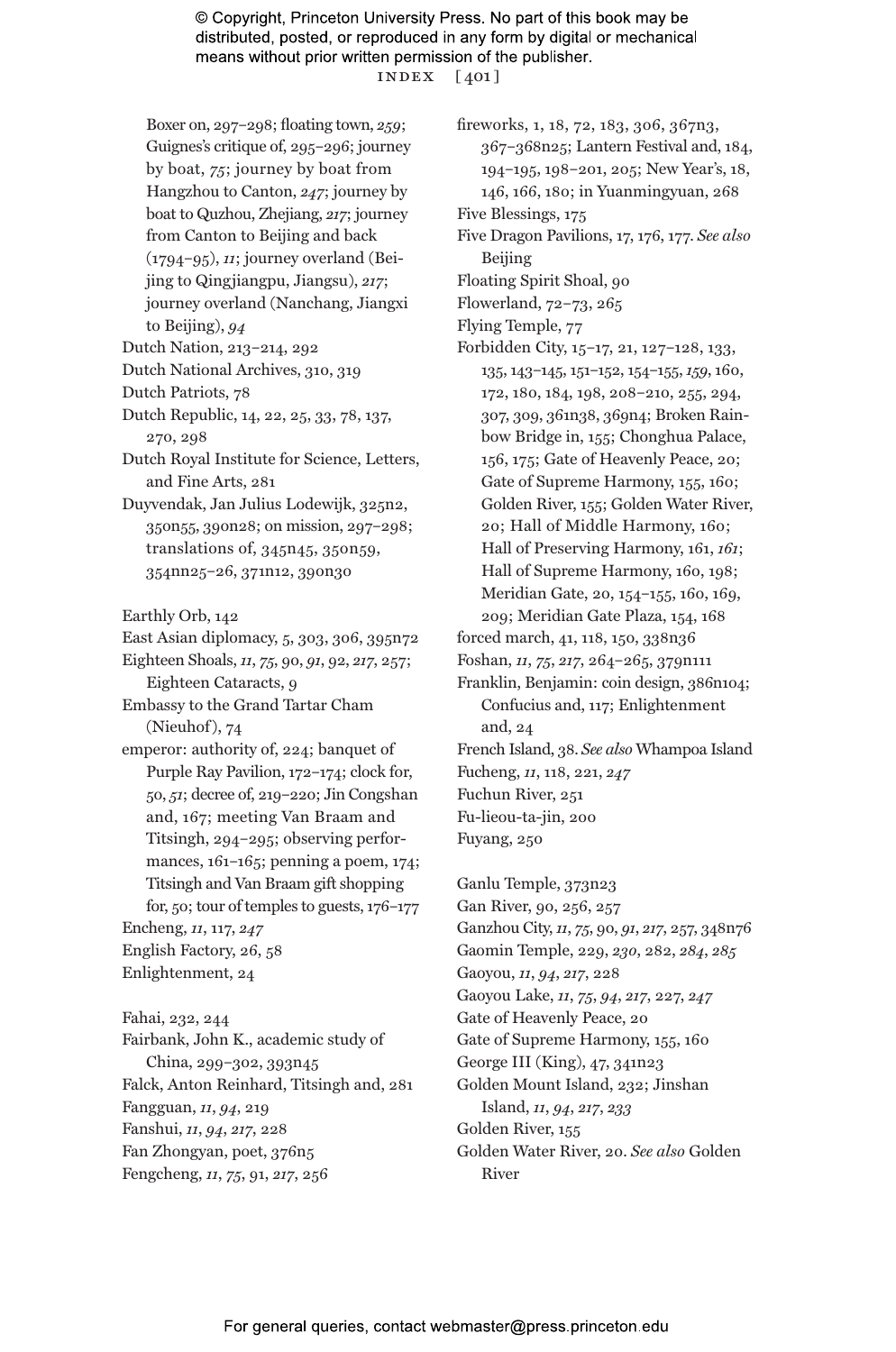Boxer on, 297–298; floating town, *259*; Guignes's critique of, 295–296; journey by boat, *75*; journey by boat from Hangzhou to Canton, *247*; journey by boat to Quzhou, Zhejiang, *217*; journey from Canton to Beijing and back (1794–95), *11*; journey overland (Beijing to Qingjiangpu, Jiangsu), *217*; journey overland (Nanchang, Jiangxi to Beijing), *94*

Dutch Nation, 213–214, 292

Dutch National Archives, 310, 319

Dutch Patriots, 78

Dutch Republic, 14, 22, 25, 33, 78, 137, 270, 298

Dutch Royal Institute for Science, Letters, and Fine Arts, 281

Duyvendak, Jan Julius Lodewijk, 325n2, 350n55, 390n28; on mission, 297–298; translations of, 345n45, 350n59, 354nn25–26, 371n12, 390n30

Earthly Orb, 142

East Asian diplomacy, 5, 303, 306, 395n72

Eighteen Shoals, *11*, *75*, 90, *91*, 92, *217*, 257; Eighteen Cataracts, 9

Embassy to the Grand Tartar Cham (Nieuhof), 74

emperor: authority of, 224; banquet of Purple Ray Pavilion, 172–174; clock for, 50, *51*; decree of, 219–220; Jin Congshan and, 167; meeting Van Braam and Titsingh, 294–295; observing performances, 161–165; penning a poem, 174; Titsingh and Van Braam gift shopping for, 50; tour of temples to guests, 176–177

Encheng, *11*, 117, *247*

English Factory, 26, 58

Enlightenment, 24

Fahai, 232, 244

Fairbank, John K., academic study of China, 299–302, 393n45

Falck, Anton Reinhard, Titsingh and, 281

Fangguan, *11*, *94*, 219

Fanshui, *11*, *94*, *217*, 228

Fan Zhongyan, poet, 376n5

Fengcheng, *11*, *75*, 91, *217*, 256

fireworks, 1, 18, 72, 183, 306, 367n3, 367–368n25; Lantern Festival and, 184, 194–195, 198–201, 205; New Year's, 18, 146, 166, 180; in Yuanmingyuan, 268

Five Blessings, 175

Five Dragon Pavilions, 17, 176, 177. *See also* Beijing

Floating Spirit Shoal, 90

Flowerland, 72–73, 265

Flying Temple, 77

Forbidden City, 15–17, 21, 127–128, 133, 135, 143–145, 151–152, 154–155, *159*, 160, 172, 180, 184, 198, 208–210, 255, 294, 307, 309, 361n38, 369n4; Broken Rainbow Bridge in, 155; Chonghua Palace, 156, 175; Gate of Heavenly Peace, 20; Gate of Supreme Harmony, 155, 160; Golden River, 155; Golden Water River, 20; Hall of Middle Harmony, 160; Hall of Preserving Harmony, 161, *161*; Hall of Supreme Harmony, 160, 198; Meridian Gate, 20, 154–155, 160, 169, 209; Meridian Gate Plaza, 154, 168

forced march, 41, 118, 150, 338n36

Foshan, *11*, *75*, *217*, 264–265, 379n111

Franklin, Benjamin: coin design, 386n104; Confucius and, 117; Enlightenment and, 24

French Island, 38. *See also* Whampoa Island

Fucheng, *11*, 118, 221, *247*

Fuchun River, 251

Fu-lieou-ta-jin, 200

Fuyang, 250

Ganlu Temple, 373n23

Gan River, 90, 256, 257

Ganzhou City, *11*, *75*, 90, *91*, *217*, 257, 348n76

Gaomin Temple, 229, *230*, 282, *284*, *285*

Gaoyou, *11*, *94*, *217*, 228

Gaoyou Lake, *11*, *75*, *94*, *217*, 227, *247*

Gate of Heavenly Peace, 20

Gate of Supreme Harmony, 155, 160

George III (King), 47, 341n23

Golden Mount Island, 232; Jinshan Island, *11*, *94*, *217*, *233*

Golden River, 155

Golden Water River, 20. *See also* Golden River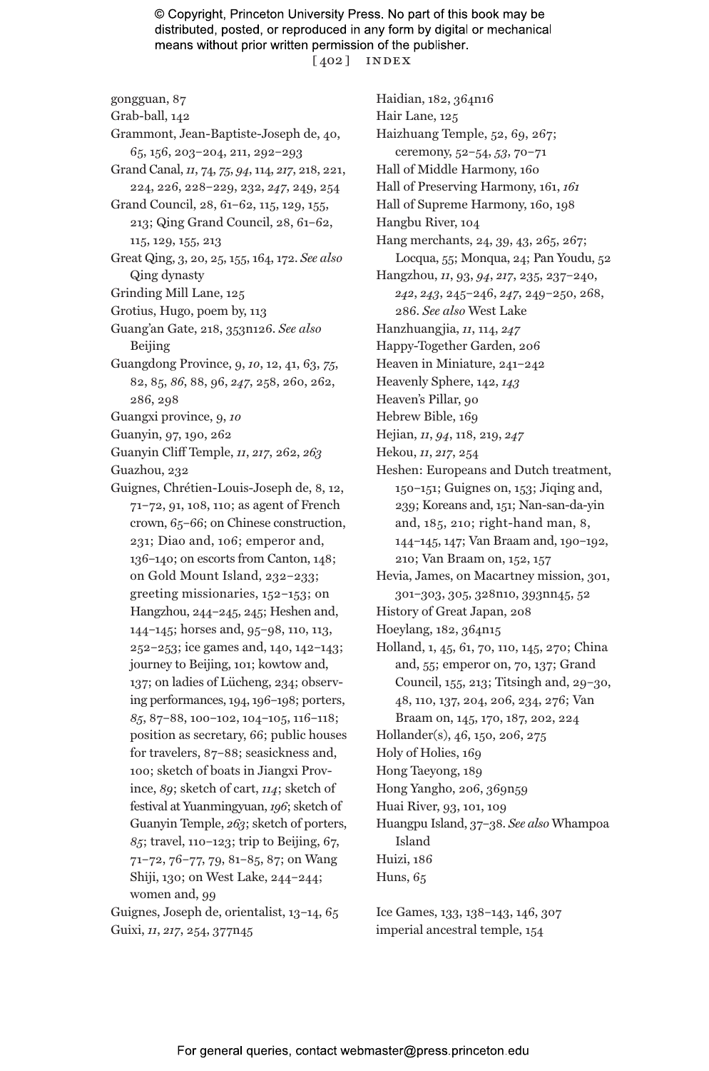gongguan, 87
Grab-ball, 142
Grammont, Jean-Baptiste-Joseph de, 40, 65, 156, 203–204, 211, 292–293
Grand Canal, *11*, 74, *75*, *94*, 114, *217*, 218, 221, 224, 226, 228–229, 232, *247*, 249, 254
Grand Council, 28, 61–62, 115, 129, 155, 213; Qing Grand Council, 28, 61–62, 115, 129, 155, 213
Great Qing, 3, 20, 25, 155, 164, 172. *See also* Qing dynasty
Grinding Mill Lane, 125
Grotius, Hugo, poem by, 113
Guang'an Gate, 218, 353n126. *See also* Beijing
Guangdong Province, 9, *10*, 12, 41, 63, *75*, 82, 85, *86*, 88, 96, *247*, 258, 260, 262, 286, 298
Guangxi province, 9, *10*
Guanyin, 97, 190, 262
Guanyin Cliff Temple, *11*, *217*, 262, *263*
Guazhou, 232
Guignes, Chrétien-Louis-Joseph de, 8, 12, 71–72, 91, 108, 110; as agent of French crown, 65–66; on Chinese construction, 231; Diao and, 106; emperor and, 136–140; on escorts from Canton, 148; on Gold Mount Island, 232–233; greeting missionaries, 152–153; on Hangzhou, 244–245, 245; Heshen and, 144–145; horses and, 95–98, 110, 113, 252–253; ice games and, 140, 142–143; journey to Beijing, 101; kowtow and, 137; on ladies of Lücheng, 234; observing performances, 194, 196–198; porters, *85*, 87–88, 100–102, 104–105, 116–118; position as secretary, 66; public houses for travelers, 87–88; seasickness and, 100; sketch of boats in Jiangxi Province, *89*; sketch of cart, *114*; sketch of festival at Yuanmingyuan, *196*; sketch of Guanyin Temple, *263*; sketch of porters, *85*; travel, 110–123; trip to Beijing, 67, 71–72, 76–77, 79, 81–85, 87; on Wang Shiji, 130; on West Lake, 244–244; women and, 99
Guignes, Joseph de, orientalist, 13–14, 65
Guixi, *11*, *217*, 254, 377n45

Haidian, 182, 364n16
Hair Lane, 125
Haizhuang Temple, 52, 69, 267; ceremony, 52–54, *53*, 70–71
Hall of Middle Harmony, 160
Hall of Preserving Harmony, 161, *161*
Hall of Supreme Harmony, 160, 198
Hangbu River, 104
Hang merchants, 24, 39, 43, 265, 267; Locqua, 55; Monqua, 24; Pan Youdu, 52
Hangzhou, *11*, 93, *94*, *217*, 235, 237–240, *242*, *243*, 245–246, *247*, 249–250, 268, 286. *See also* West Lake
Hanzhuangjia, *11*, 114, *247*
Happy-Together Garden, 206
Heaven in Miniature, 241–242
Heavenly Sphere, 142, *143*
Heaven's Pillar, 90
Hebrew Bible, 169
Hejian, *11*, *94*, 118, 219, *247*
Hekou, *11*, *217*, 254
Heshen: Europeans and Dutch treatment, 150–151; Guignes on, 153; Jiqing and, 239; Koreans and, 151; Nan-san-da-yin and, 185, 210; right-hand man, 8, 144–145, 147; Van Braam and, 190–192, 210; Van Braam on, 152, 157
Hevia, James, on Macartney mission, 301, 301–303, 305, 328n10, 393nn45, 52
History of Great Japan, 208
Hoeylang, 182, 364n15
Holland, 1, 45, 61, 70, 110, 145, 270; China and, 55; emperor on, 70, 137; Grand Council, 155, 213; Titsingh and, 29–30, 48, 110, 137, 204, 206, 234, 276; Van Braam on, 145, 170, 187, 202, 224
Hollander(s), 46, 150, 206, 275
Holy of Holies, 169
Hong Taeyong, 189
Hong Yangho, 206, 369n59
Huai River, 93, 101, 109
Huangpu Island, 37–38. *See also* Whampoa Island
Huizi, 186
Huns, 65

Ice Games, 133, 138–143, 146, 307
imperial ancestral temple, 154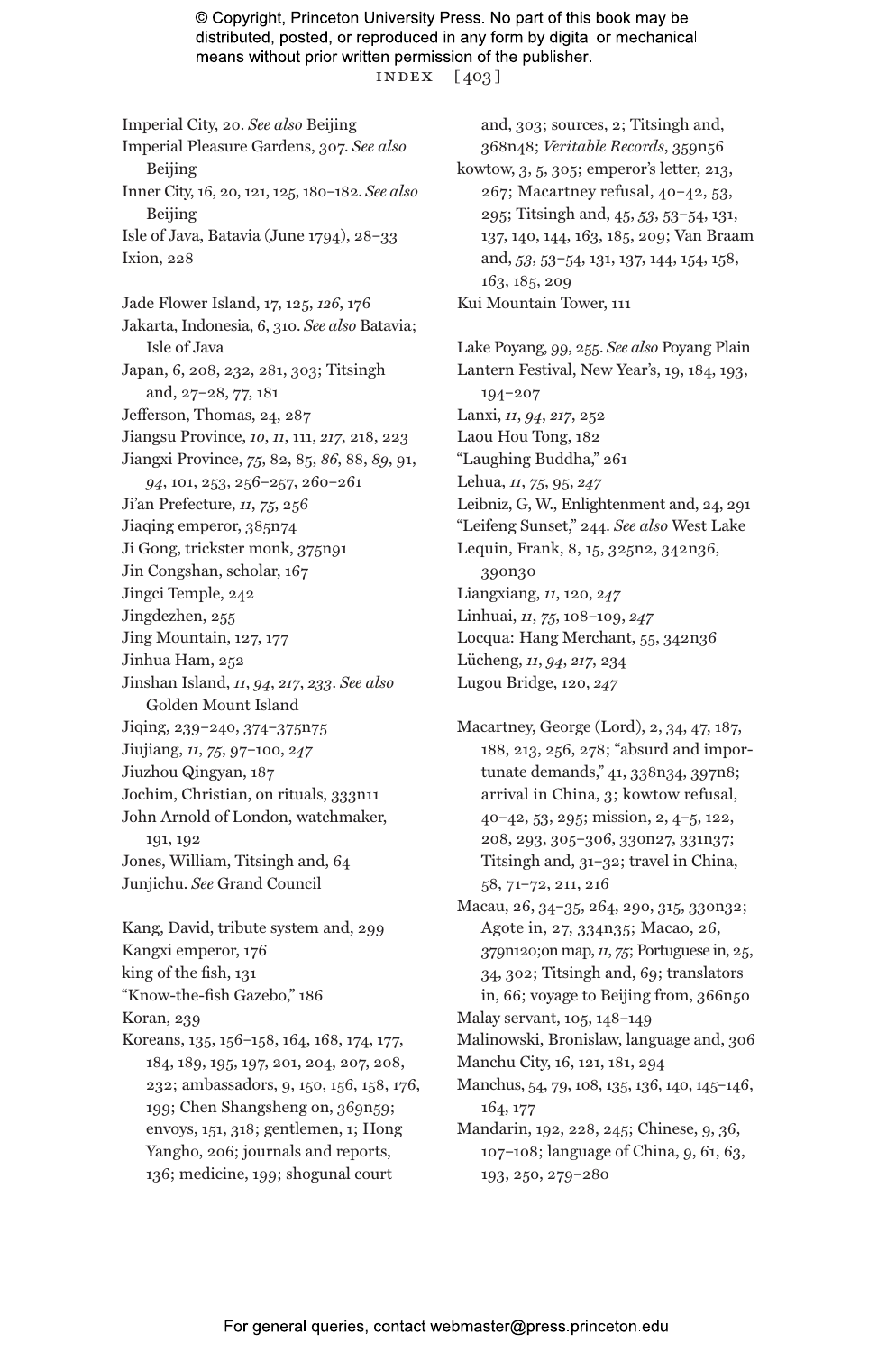Imperial City, 20. *See also* Beijing

Imperial Pleasure Gardens, 307. *See also* Beijing

Inner City, 16, 20, 121, 125, 180–182. *See also* Beijing

Isle of Java, Batavia (June 1794), 28–33

Ixion, 228

Jade Flower Island, 17, 125, *126*, 176

Jakarta, Indonesia, 6, 310. *See also* Batavia; Isle of Java

Japan, 6, 208, 232, 281, 303; Titsingh and, 27–28, 77, 181

Jefferson, Thomas, 24, 287

Jiangsu Province, *10*, *11*, 111, *217*, 218, 223

Jiangxi Province, *75*, 82, 85, *86*, 88, *89*, 91, *94*, 101, 253, 256–257, 260–261

Ji'an Prefecture, *11*, *75*, 256

Jiaqing emperor, 385n74

Ji Gong, trickster monk, 375n91

Jin Congshan, scholar, 167

Jingci Temple, 242

Jingdezhen, 255

Jing Mountain, 127, 177

Jinhua Ham, 252

Jinshan Island, *11*, *94*, *217*, *233*. *See also* Golden Mount Island

Jiqing, 239–240, 374–375n75

Jiujiang, *11*, *75*, 97–100, *247*

Jiuzhou Qingyan, 187

Jochim, Christian, on rituals, 333n11

John Arnold of London, watchmaker, 191, 192

Jones, William, Titsingh and, 64

Junjichu. *See* Grand Council

Kang, David, tribute system and, 299

Kangxi emperor, 176

king of the fish, 131

"Know-the-fish Gazebo," 186

Koran, 239

Koreans, 135, 156–158, 164, 168, 174, 177, 184, 189, 195, 197, 201, 204, 207, 208, 232; ambassadors, 9, 150, 156, 158, 176, 199; Chen Shangsheng on, 369n59; envoys, 151, 318; gentlemen, 1; Hong Yangho, 206; journals and reports, 136; medicine, 199; shogunal court and, 303; sources, 2; Titsingh and, 368n48; *Veritable Records*, 359n56

kowtow, 3, 5, 305; emperor's letter, 213, 267; Macartney refusal, 40–42, 53, 295; Titsingh and, 45, *53*, 53–54, 131, 137, 140, 144, 163, 185, 209; Van Braam and, *53*, 53–54, 131, 137, 144, 154, 158, 163, 185, 209

Kui Mountain Tower, 111

Lake Poyang, 99, 255. *See also* Poyang Plain

Lantern Festival, New Year's, 19, 184, 193, 194–207

Lanxi, *11*, *94*, *217*, 252

Laou Hou Tong, 182

"Laughing Buddha," 261

Lehua, *11*, *75*, 95, *247*

Leibniz, G, W., Enlightenment and, 24, 291

"Leifeng Sunset," 244. *See also* West Lake

Lequin, Frank, 8, 15, 325n2, 342n36, 390n30

Liangxiang, *11*, 120, *247*

Linhuai, *11*, *75*, 108–109, *247*

Locqua: Hang Merchant, 55, 342n36

Lücheng, *11*, *94*, *217*, 234

Lugou Bridge, 120, *247*

Macartney, George (Lord), 2, 34, 47, 187, 188, 213, 256, 278; "absurd and importunate demands," 41, 338n34, 397n8; arrival in China, 3; kowtow refusal, 40–42, 53, 295; mission, 2, 4–5, 122, 208, 293, 305–306, 330n27, 331n37; Titsingh and, 31–32; travel in China, 58, 71–72, 211, 216

Macau, 26, 34–35, 264, 290, 315, 330n32; Agote in, 27, 334n35; Macao, 26, 379n120;on map, *11*, *75*; Portuguese in, 25, 34, 302; Titsingh and, 69; translators in, 66; voyage to Beijing from, 366n50

Malay servant, 105, 148–149

Malinowski, Bronislaw, language and, 306

Manchu City, 16, 121, 181, 294

Manchus, 54, 79, 108, 135, 136, 140, 145–146, 164, 177

Mandarin, 192, 228, 245; Chinese, 9, 36, 107–108; language of China, 9, 61, 63, 193, 250, 279–280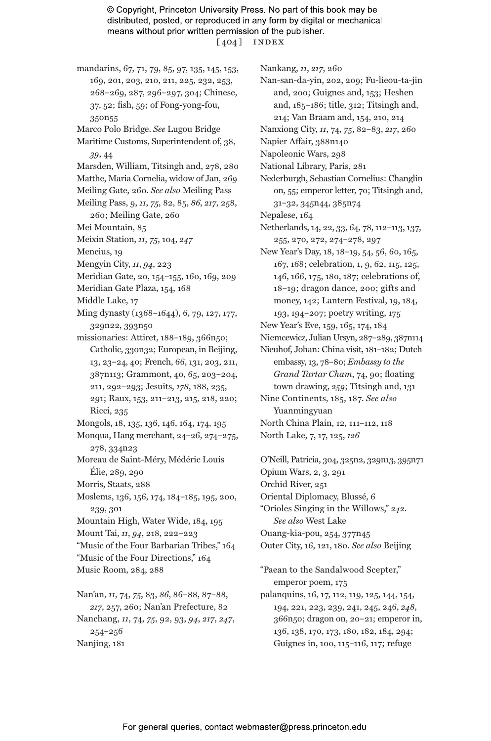mandarins, 67, 71, 79, 85, 97, 135, 145, 153, 169, 201, 203, 210, 211, 225, 232, 253, 268–269, 287, 296–297, 304; Chinese, 37, 52; fish, 59; of Fong-yong-fou, 350n55

Marco Polo Bridge. *See* Lugou Bridge

Maritime Customs, Superintendent of, 38, *39*, 44

Marsden, William, Titsingh and, 278, 280

Matthe, Maria Cornelia, widow of Jan, 269

Meiling Gate, 260. *See also* Meiling Pass

Meiling Pass, 9, *11*, *75*, 82, 85, *86*, *217*, 258, 260; Meiling Gate, 260

Mei Mountain, 85

Meixin Station, *11*, *75*, 104, *247*

Mencius, 19

Mengyin City, *11*, *94*, 223

Meridian Gate, 20, 154–155, 160, 169, 209

Meridian Gate Plaza, 154, 168

Middle Lake, 17

Ming dynasty (1368–1644), 6, 79, 127, 177, 329n22, 393n50

missionaries: Attiret, 188–189, 366n50; Catholic, 330n32; European, in Beijing, 13, 23–24, 40; French, 66, 131, 203, 211, 387n113; Grammont, 40, 65, 203–204, 211, 292–293; Jesuits, *178*, 188, 235, 291; Raux, 153, 211–213, 215, 218, 220; Ricci, 235

Mongols, 18, 135, 136, 146, 164, 174, 195

Monqua, Hang merchant, 24–26, 274–275, 278, 334n23

Moreau de Saint-Méry, Médéric Louis Élie, 289, 290

Morris, Staats, 288

Moslems, 136, 156, 174, 184–185, 195, 200, 239, 301

Mountain High, Water Wide, 184, 195

Mount Tai, *11*, *94*, 218, 222–223

"Music of the Four Barbarian Tribes," 164

"Music of the Four Directions," 164

Music Room, 284, 288

Nan'an, *11*, 74, *75*, 83, *86*, 86–88, 87–88, *217*, 257, 260; Nan'an Prefecture, 82

Nanchang, *11*, 74, *75*, 92, 93, *94*, *217*, *247*, 254–256

Nanjing, 181

Nankang, *11*, *217*, 260

Nan-san-da-yin, 202, 209; Fu-lieou-ta-jin and, 200; Guignes and, 153; Heshen and, 185–186; title, 312; Titsingh and, 214; Van Braam and, 154, 210, 214

Nanxiong City, *11*, 74, *75*, 82–83, *217*, 260

Napier Affair, 388n140

Napoleonic Wars, 298

National Library, Paris, 281

Nederburgh, Sebastian Cornelius: Changlin on, 55; emperor letter, 70; Titsingh and, 31–32, 345n44, 385n74

Nepalese, 164

Netherlands, 14, 22, 33, 64, 78, 112–113, 137, 255, 270, 272, 274–278, 297

New Year's Day, 18, 18–19, 54, 56, 60, 165, 167, 168; celebration, 1, 9, 62, 115, 125, 146, 166, 175, 180, 187; celebrations of, 18–19; dragon dance, 200; gifts and money, 142; Lantern Festival, 19, 184, 193, 194–207; poetry writing, 175

New Year's Eve, 159, 165, 174, 184

Niemcewicz, Julian Ursyn, 287–289, 387n114

Nieuhof, Johan: China visit, 181–182; Dutch embassy, 13, 78–80; *Embassy to the Grand Tartar Cham*, 74, 90; floating town drawing, *259*; Titsingh and, 131

Nine Continents, 185, 187. *See also* Yuanmingyuan

North China Plain, 12, 111–112, 118

North Lake, 7, 17, 125, *126*

O'Neill, Patricia, 304, 325n2, 329n13, 395n71

Opium Wars, 2, 3, 291

Orchid River, 251

Oriental Diplomacy, Blussé, 6

"Orioles Singing in the Willows," *242*. *See also* West Lake

Ouang-kia-pou, 254, 377n45

Outer City, 16, 121, 180. *See also* Beijing

"Paean to the Sandalwood Scepter," emperor poem, 175

palanquins, 16, 17, 112, 119, 125, 144, 154, 194, 221, 223, 239, 241, 245, 246, *248*, 366n50; dragon on, 20–21; emperor in, 136, 138, 170, 173, 180, 182, 184, 294; Guignes in, 100, 115–116, 117; refuge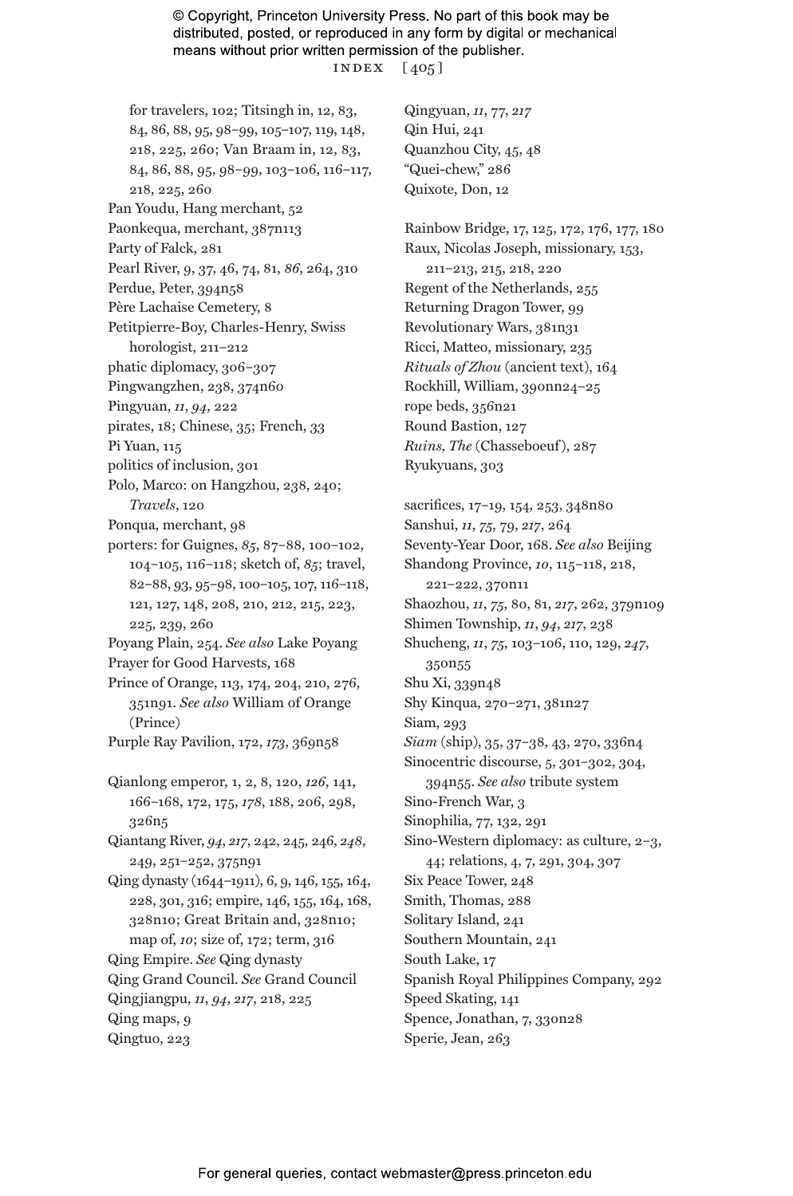for travelers, 102; Titsingh in, 12, 83, 84, 86, 88, 95, 98–99, 105–107, 119, 148, 218, 225, 260; Van Braam in, 12, 83, 84, 86, 88, 95, 98–99, 103–106, 116–117, 218, 225, 260

Pan Youdu, Hang merchant, 52

Paonkequa, merchant, 387n113

Party of Falck, 281

Pearl River, 9, 37, 46, 74, 81, *86*, 264, 310

Perdue, Peter, 394n58

Père Lachaise Cemetery, 8

Petitpierre-Boy, Charles-Henry, Swiss horologist, 211–212

phatic diplomacy, 306–307

Pingwangzhen, 238, 374n60

Pingyuan, *11*, *94*, 222

pirates, 18; Chinese, 35; French, 33

Pi Yuan, 115

politics of inclusion, 301

Polo, Marco: on Hangzhou, 238, 240; *Travels*, 120

Ponqua, merchant, 98

porters: for Guignes, *85*, 87–88, 100–102, 104–105, 116–118; sketch of, *85*; travel, 82–88, 93, 95–98, 100–105, 107, 116–118, 121, 127, 148, 208, 210, 212, 215, 223, 225, 239, 260

Poyang Plain, 254. *See also* Lake Poyang

Prayer for Good Harvests, 168

Prince of Orange, 113, 174, 204, 210, 276, 351n91. *See also* William of Orange (Prince)

Purple Ray Pavilion, 172, *173*, 369n58

Qianlong emperor, 1, 2, 8, 120, *126*, 141, 166–168, 172, 175, *178*, 188, 206, 298, 326n5

Qiantang River, *94*, *217*, 242, 245, 246, *248*, 249, 251–252, 375n91

Qing dynasty (1644–1911), 6, 9, 146, 155, 164, 228, 301, 316; empire, 146, 155, 164, 168, 328n10; Great Britain and, 328n10; map of, *10*; size of, 172; term, 316

Qing Empire. *See* Qing dynasty

Qing Grand Council. *See* Grand Council

Qingjiangpu, *11*, *94*, *217*, 218, 225

Qing maps, 9

Qingtuo, 223

Qingyuan, *11*, 77, *217*

Qin Hui, 241

Quanzhou City, 45, 48

"Quei-chew," 286

Quixote, Don, 12

Rainbow Bridge, 17, 125, 172, 176, 177, 180

Raux, Nicolas Joseph, missionary, 153, 211–213, 215, 218, 220

Regent of the Netherlands, 255

Returning Dragon Tower, 99

Revolutionary Wars, 381n31

Ricci, Matteo, missionary, 235

*Rituals of Zhou* (ancient text), 164

Rockhill, William, 390nn24–25

rope beds, 356n21

Round Bastion, 127

*Ruins, The* (Chasseboeuf), 287

Ryukyuans, 303

sacrifices, 17–19, 154, 253, 348n80

Sanshui, *11*, *75*, 79, *217*, 264

Seventy-Year Door, 168. *See also* Beijing

Shandong Province, *10*, 115–118, 218, 221–222, 370n11

Shaozhou, *11*, *75*, 80, 81, *217*, 262, 379n109

Shimen Township, *11*, *94*, *217*, 238

Shucheng, *11*, *75*, 103–106, 110, 129, *247*, 350n55

Shu Xi, 339n48

Shy Kinqua, 270–271, 381n27

Siam, 293

*Siam* (ship), 35, 37–38, 43, 270, 336n4

Sinocentric discourse, 5, 301–302, 304, 394n55. *See also* tribute system

Sino-French War, 3

Sinophilia, 77, 132, 291

Sino-Western diplomacy: as culture, 2–3, 44; relations, 4, 7, 291, 304, 307

Six Peace Tower, 248

Smith, Thomas, 288

Solitary Island, 241

Southern Mountain, 241

South Lake, 17

Spanish Royal Philippines Company, 292

Speed Skating, 141

Spence, Jonathan, 7, 330n28

Sperie, Jean, 263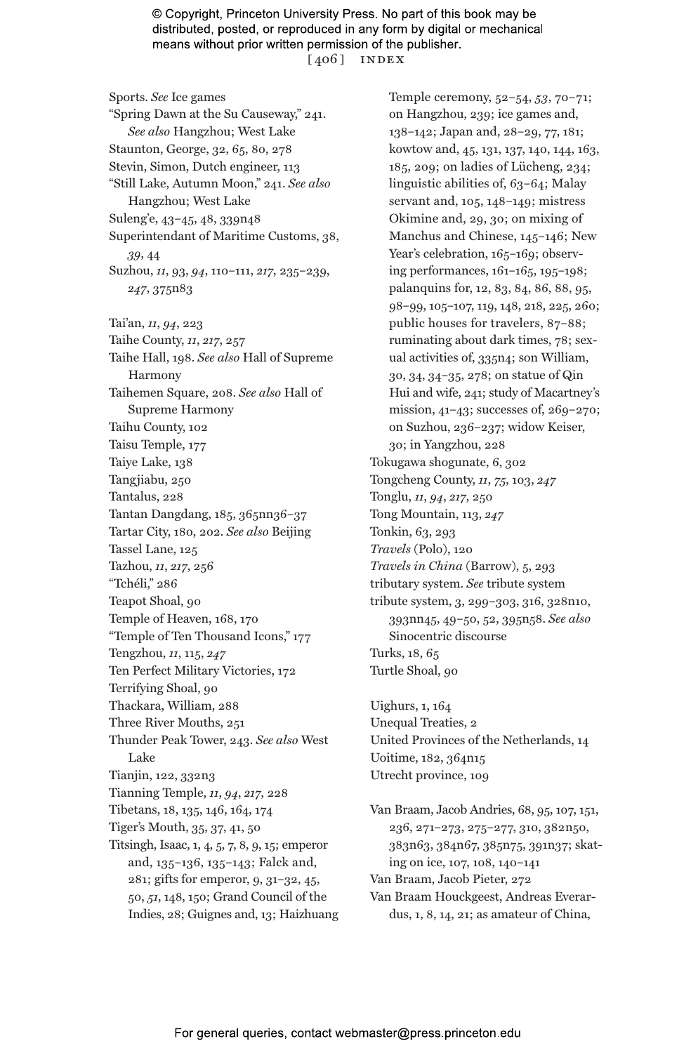Sports. *See* Ice games

"Spring Dawn at the Su Causeway," 241. *See also* Hangzhou; West Lake

Staunton, George, 32, 65, 80, 278

Stevin, Simon, Dutch engineer, 113

"Still Lake, Autumn Moon," 241. *See also* Hangzhou; West Lake

Suleng'e, 43–45, 48, 339n48

Superintendant of Maritime Customs, 38, *39*, 44

Suzhou, *11*, 93, *94*, 110–111, *217*, 235–239, *247*, 375n83

Tai'an, *11*, *94*, 223

Taihe County, *11*, *217*, 257

Taihe Hall, 198. *See also* Hall of Supreme Harmony

Taihemen Square, 208. *See also* Hall of Supreme Harmony

Taihu County, 102

Taisu Temple, 177

Taiye Lake, 138

Tangjiabu, 250

Tantalus, 228

Tantan Dangdang, 185, 365nn36–37

Tartar City, 180, 202. *See also* Beijing

Tassel Lane, 125

Tazhou, *11*, *217*, 256

"Tchéli," 286

Teapot Shoal, 90

Temple of Heaven, 168, 170

"Temple of Ten Thousand Icons," 177

Tengzhou, *11*, 115, *247*

Ten Perfect Military Victories, 172

Terrifying Shoal, 90

Thackara, William, 288

Three River Mouths, 251

Thunder Peak Tower, 243. *See also* West Lake

Tianjin, 122, 332n3

Tianning Temple, *11*, *94*, *217*, 228

Tibetans, 18, 135, 146, 164, 174

Tiger's Mouth, 35, 37, 41, 50

Titsingh, Isaac, 1, 4, 5, 7, 8, 9, 15; emperor and, 135–136, 135–143; Falck and, 281; gifts for emperor, 9, 31–32, 45, 50, *51*, 148, 150; Grand Council of the Indies, 28; Guignes and, 13; Haizhuang Temple ceremony, 52–54, *53*, 70–71; on Hangzhou, 239; ice games and, 138–142; Japan and, 28–29, 77, 181; kowtow and, 45, 131, 137, 140, 144, 163, 185, 209; on ladies of Lücheng, 234; linguistic abilities of, 63–64; Malay servant and, 105, 148–149; mistress Okimine and, 29, 30; on mixing of Manchus and Chinese, 145–146; New Year's celebration, 165–169; observing performances, 161–165, 195–198; palanquins for, 12, 83, 84, 86, 88, 95, 98–99, 105–107, 119, 148, 218, 225, 260; public houses for travelers, 87–88; ruminating about dark times, 78; sexual activities of, 335n4; son William, 30, 34, 34–35, 278; on statue of Qin Hui and wife, 241; study of Macartney's mission, 41–43; successes of, 269–270; on Suzhou, 236–237; widow Keiser, 30; in Yangzhou, 228

Tokugawa shogunate, 6, 302

Tongcheng County, *11*, *75*, 103, *247*

Tonglu, *11*, *94*, *217*, 250

Tong Mountain, 113, *247*

Tonkin, 63, 293

*Travels* (Polo), 120

*Travels in China* (Barrow), 5, 293

tributary system. *See* tribute system

tribute system, 3, 299–303, 316, 328n10, 393nn45, 49–50, 52, 395n58. *See also* Sinocentric discourse

Turks, 18, 65

Turtle Shoal, 90

Uighurs, 1, 164

Unequal Treaties, 2

United Provinces of the Netherlands, 14

Uoitime, 182, 364n15

Utrecht province, 109

Van Braam, Jacob Andries, 68, 95, 107, 151, 236, 271–273, 275–277, 310, 382n50, 383n63, 384n67, 385n75, 391n37; skating on ice, 107, 108, 140–141

Van Braam, Jacob Pieter, 272

Van Braam Houckgeest, Andreas Everardus, 1, 8, 14, 21; as amateur of China,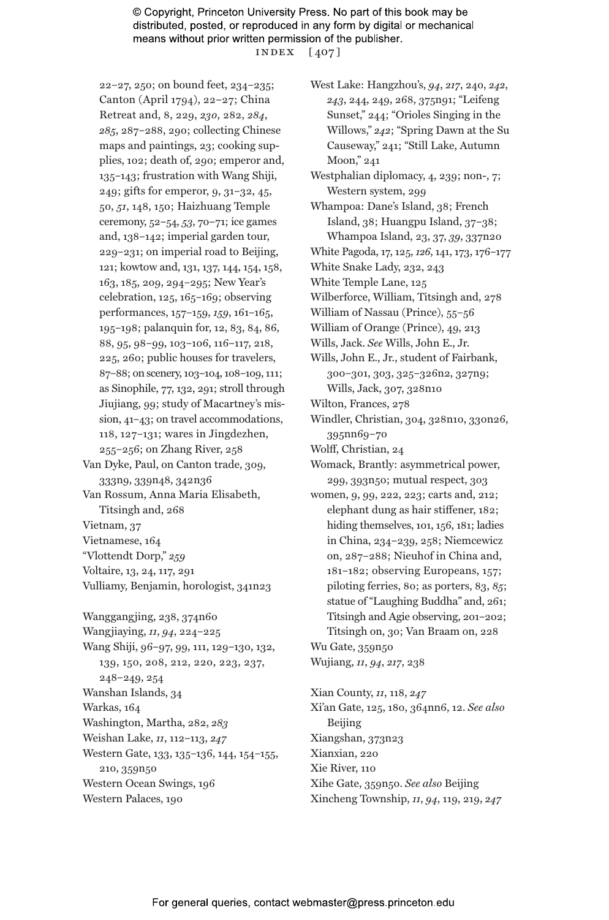22–27, 250; on bound feet, 234–235; Canton (April 1794), 22–27; China Retreat and, 8, 229, *230*, 282, *284*, *285*, 287–288, 290; collecting Chinese maps and paintings, 23; cooking supplies, 102; death of, 290; emperor and, 135–143; frustration with Wang Shiji, 249; gifts for emperor, 9, 31–32, 45, 50, *51*, 148, 150; Haizhuang Temple ceremony, 52–54, *53*, 70–71; ice games and, 138–142; imperial garden tour, 229–231; on imperial road to Beijing, 121; kowtow and, 131, 137, 144, 154, 158, 163, 185, 209, 294–295; New Year's celebration, 125, 165–169; observing performances, 157–159, *159*, 161–165, 195–198; palanquin for, 12, 83, 84, 86, 88, 95, 98–99, 103–106, 116–117, 218, 225, 260; public houses for travelers, 87–88; on scenery, 103–104, 108–109, 111; as Sinophile, 77, 132, 291; stroll through Jiujiang, 99; study of Macartney's mission, 41–43; on travel accommodations, 118, 127–131; wares in Jingdezhen, 255–256; on Zhang River, 258

Van Dyke, Paul, on Canton trade, 309, 333n9, 339n48, 342n36

Van Rossum, Anna Maria Elisabeth, Titsingh and, 268

Vietnam, 37

Vietnamese, 164

"Vlottendt Dorp," *259*

Voltaire, 13, 24, 117, 291

Vulliamy, Benjamin, horologist, 341n23

Wanggangjing, 238, 374n60

Wangjiaying, *11*, *94*, 224–225

Wang Shiji, 96–97, 99, 111, 129–130, 132, 139, 150, 208, 212, 220, 223, 237, 248–249, 254

Wanshan Islands, 34

Warkas, 164

Washington, Martha, 282, *283*

Weishan Lake, *11*, 112–113, *247*

Western Gate, 133, 135–136, 144, 154–155, 210, 359n50

Western Ocean Swings, 196

Western Palaces, 190

West Lake: Hangzhou's, *94*, *217*, 240, *242*, *243*, 244, 249, 268, 375n91; "Leifeng Sunset," 244; "Orioles Singing in the Willows," *242*; "Spring Dawn at the Su Causeway," 241; "Still Lake, Autumn Moon," 241

Westphalian diplomacy, 4, 239; non-, 7; Western system, 299

Whampoa: Dane's Island, 38; French Island, 38; Huangpu Island, 37–38; Whampoa Island, 23, 37, *39*, 337n20

White Pagoda, 17, 125, *126*, 141, 173, 176–177

White Snake Lady, 232, 243

White Temple Lane, 125

Wilberforce, William, Titsingh and, 278

William of Nassau (Prince), 55–56

William of Orange (Prince), 49, 213

Wills, Jack. *See* Wills, John E., Jr.

Wills, John E., Jr., student of Fairbank, 300–301, 303, 325–326n2, 327n9; Wills, Jack, 307, 328n10

Wilton, Frances, 278

Windler, Christian, 304, 328n10, 330n26, 395nn69–70

Wolff, Christian, 24

Womack, Brantly: asymmetrical power, 299, 393n50; mutual respect, 303

women, 9, 99, 222, 223; carts and, 212; elephant dung as hair stiffener, 182; hiding themselves, 101, 156, 181; ladies in China, 234–239, 258; Niemcewicz on, 287–288; Nieuhof in China and, 181–182; observing Europeans, 157; piloting ferries, 80; as porters, 83, *85*; statue of "Laughing Buddha" and, 261; Titsingh and Agie observing, 201–202; Titsingh on, 30; Van Braam on, 228

Wu Gate, 359n50

Wujiang, *11*, *94*, *217*, 238

Xian County, *11*, 118, *247*

Xi'an Gate, 125, 180, 364nn6, 12. *See also* Beijing

Xiangshan, 373n23

Xianxian, 220

Xie River, 110

Xihe Gate, 359n50. *See also* Beijing

Xincheng Township, *11*, *94*, 119, 219, *247*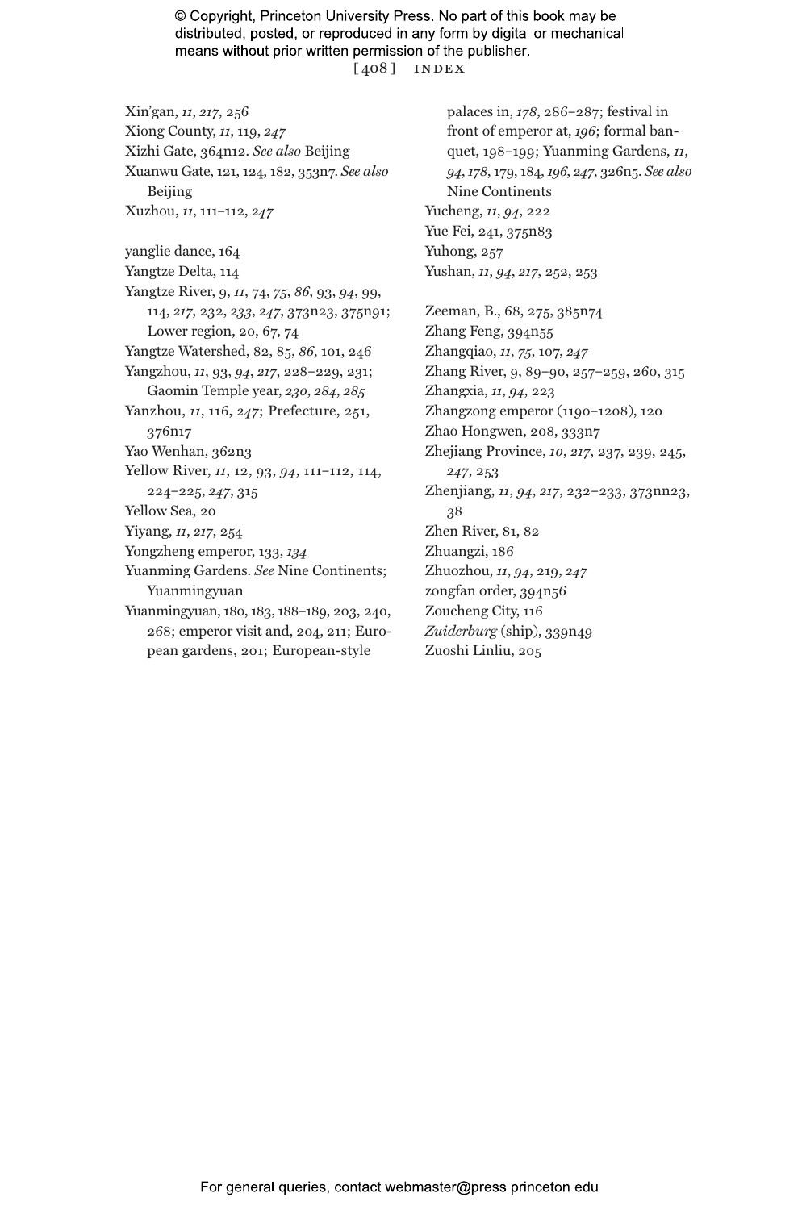Xin'gan, *11*, *217*, 256
Xiong County, *11*, 119, *247*
Xizhi Gate, 364n12. *See also* Beijing
Xuanwu Gate, 121, 124, 182, 353n7. *See also* Beijing
Xuzhou, *11*, 111–112, *247*

yanglie dance, 164
Yangtze Delta, 114
Yangtze River, 9, *11*, 74, *75*, *86*, 93, *94*, 99, 114, *217*, 232, *233*, *247*, 373n23, 375n91; Lower region, 20, 67, 74
Yangtze Watershed, 82, 85, *86*, 101, 246
Yangzhou, *11*, 93, *94*, *217*, 228–229, 231; Gaomin Temple year, *230*, *284*, *285*
Yanzhou, *11*, 116, *247*; Prefecture, 251, 376n17
Yao Wenhan, 362n3
Yellow River, *11*, 12, 93, *94*, 111–112, 114, 224–225, *247*, 315
Yellow Sea, 20
Yiyang, *11*, *217*, 254
Yongzheng emperor, 133, *134*
Yuanming Gardens. *See* Nine Continents; Yuanmingyuan
Yuanmingyuan, 180, 183, 188–189, 203, 240, 268; emperor visit and, 204, 211; European gardens, 201; European-style palaces in, *178*, 286–287; festival in front of emperor at, *196*; formal banquet, 198–199; Yuanming Gardens, *11*, *94*, *178*, 179, 184, *196*, *247*, 326n5. *See also* Nine Continents
Yucheng, *11*, *94*, 222
Yue Fei, 241, 375n83
Yuhong, 257
Yushan, *11*, *94*, *217*, 252, 253

Zeeman, B., 68, 275, 385n74
Zhang Feng, 394n55
Zhangqiao, *11*, *75*, 107, *247*
Zhang River, 9, 89–90, 257–259, 260, 315
Zhangxia, *11*, *94*, 223
Zhangzong emperor (1190–1208), 120
Zhao Hongwen, 208, 333n7
Zhejiang Province, *10*, *217*, 237, 239, 245, *247*, 253
Zhenjiang, *11*, *94*, *217*, 232–233, 373nn23, 38
Zhen River, 81, 82
Zhuangzi, 186
Zhuozhou, *11*, *94*, 219, *247*
zongfan order, 394n56
Zoucheng City, 116
*Zuiderburg* (ship), 339n49
Zuoshi Linliu, 205